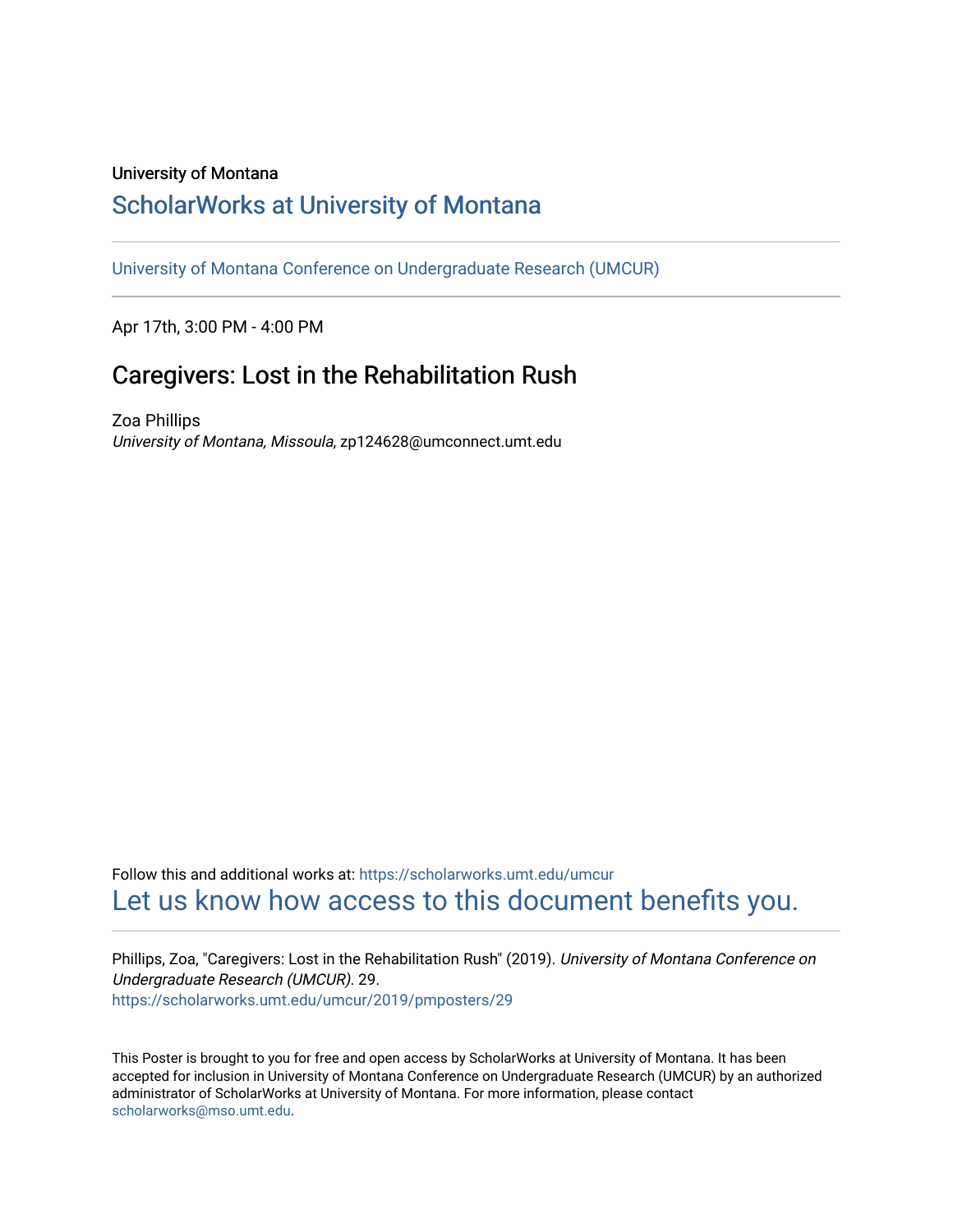University of Montana

# ScholarWorks at University of Montana

University of Montana Conference on Undergraduate Research (UMCUR)

Apr 17th, 3:00 PM - 4:00 PM

## Caregivers: Lost in the Rehabilitation Rush

Zoa Phillips
*University of Montana, Missoula*, zp124628@umconnect.umt.edu

Follow this and additional works at: https://scholarworks.umt.edu/umcur

Let us know how access to this document benefits you.

Phillips, Zoa, "Caregivers: Lost in the Rehabilitation Rush" (2019). *University of Montana Conference on Undergraduate Research (UMCUR)*. 29.
https://scholarworks.umt.edu/umcur/2019/pmposters/29

This Poster is brought to you for free and open access by ScholarWorks at University of Montana. It has been accepted for inclusion in University of Montana Conference on Undergraduate Research (UMCUR) by an authorized administrator of ScholarWorks at University of Montana. For more information, please contact scholarworks@mso.umt.edu.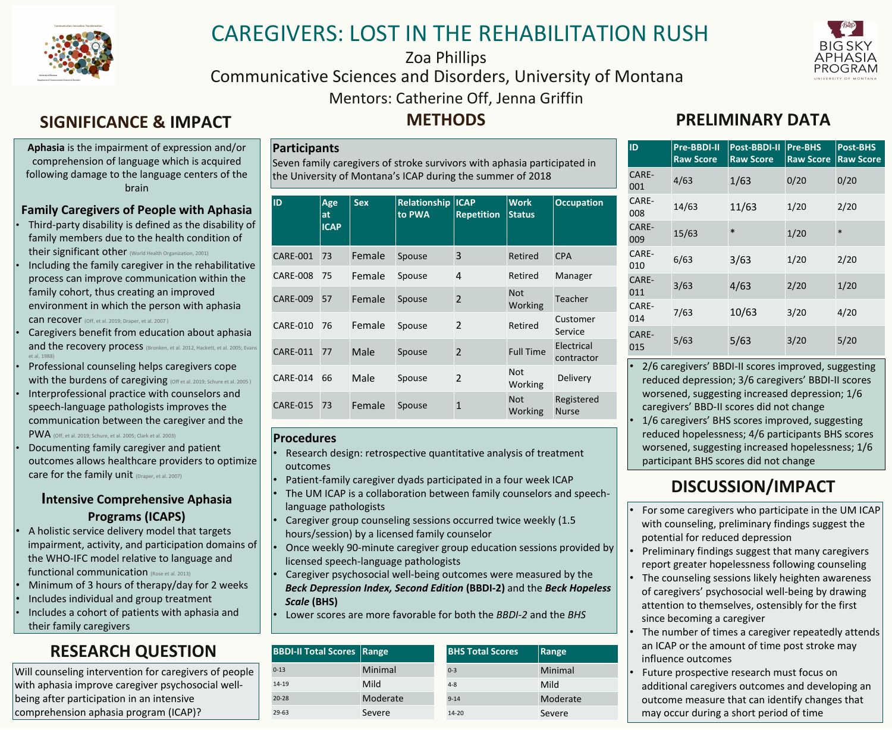# CAREGIVERS: LOST IN THE REHABILITATION RUSH

Zoa Phillips

Communicative Sciences and Disorders, University of Montana

Mentors: Catherine Off, Jenna Griffin

## SIGNIFICANCE & IMPACT

**Aphasia** is the impairment of expression and/or comprehension of language which is acquired following damage to the language centers of the brain

### Family Caregivers of People with Aphasia

- Third-party disability is defined as the disability of family members due to the health condition of their significant other (World Health Organization, 2001)
- Including the family caregiver in the rehabilitative process can improve communication within the family cohort, thus creating an improved environment in which the person with aphasia can recover (Off, et al. 2019; Draper, et al. 2007 )
- Caregivers benefit from education about aphasia and the recovery process (Bronken, et al. 2012, Hackett, et al. 2005; Evans et al, 1988)
- Professional counseling helps caregivers cope with the burdens of caregiving (Off et al. 2019; Schure et al. 2005 )
- Interprofessional practice with counselors and speech-language pathologists improves the communication between the caregiver and the PWA (Off, et al. 2019; Schure, et al. 2005; Clark et al. 2003)
- Documenting family caregiver and patient outcomes allows healthcare providers to optimize care for the family unit (Draper, et al. 2007)

### Intensive Comprehensive Aphasia Programs (ICAPS)

- A holistic service delivery model that targets impairment, activity, and participation domains of the WHO-IFC model relative to language and functional communication (Rose et al. 2013)
- Minimum of 3 hours of therapy/day for 2 weeks
- Includes individual and group treatment
- Includes a cohort of patients with aphasia and their family caregivers

## RESEARCH QUESTION

Will counseling intervention for caregivers of people with aphasia improve caregiver psychosocial well-being after participation in an intensive comprehension aphasia program (ICAP)?

## METHODS

### Participants

Seven family caregivers of stroke survivors with aphasia participated in the University of Montana's ICAP during the summer of 2018

| ID | Age at ICAP | Sex | Relationship to PWA | ICAP Repetition | Work Status | Occupation |
|---|---|---|---|---|---|---|
| CARE-001 | 73 | Female | Spouse | 3 | Retired | CPA |
| CARE-008 | 75 | Female | Spouse | 4 | Retired | Manager |
| CARE-009 | 57 | Female | Spouse | 2 | Not Working | Teacher |
| CARE-010 | 76 | Female | Spouse | 2 | Retired | Customer Service |
| CARE-011 | 77 | Male | Spouse | 2 | Full Time | Electrical contractor |
| CARE-014 | 66 | Male | Spouse | 2 | Not Working | Delivery |
| CARE-015 | 73 | Female | Spouse | 1 | Not Working | Registered Nurse |

### Procedures

- Research design: retrospective quantitative analysis of treatment outcomes
- Patient-family caregiver dyads participated in a four week ICAP
- The UM ICAP is a collaboration between family counselors and speech-language pathologists
- Caregiver group counseling sessions occurred twice weekly (1.5 hours/session) by a licensed family counselor
- Once weekly 90-minute caregiver group education sessions provided by licensed speech-language pathologists
- Caregiver psychosocial well-being outcomes were measured by the ***Beck Depression Index, Second Edition*** **(BBDI-2)** and the ***Beck Hopeless Scale*** **(BHS)**
- Lower scores are more favorable for both the *BBDI-2* and the *BHS*

| BBDI-II Total Scores | Range |
|---|---|
| 0-13 | Minimal |
| 14-19 | Mild |
| 20-28 | Moderate |
| 29-63 | Severe |

| BHS Total Scores | Range |
|---|---|
| 0-3 | Minimal |
| 4-8 | Mild |
| 9-14 | Moderate |
| 14-20 | Severe |

## PRELIMINARY DATA

| ID | Pre-BBDI-II Raw Score | Post-BBDI-II Raw Score | Pre-BHS Raw Score | Post-BHS Raw Score |
|---|---|---|---|---|
| CARE-001 | 4/63 | 1/63 | 0/20 | 0/20 |
| CARE-008 | 14/63 | 11/63 | 1/20 | 2/20 |
| CARE-009 | 15/63 | * | 1/20 | * |
| CARE-010 | 6/63 | 3/63 | 1/20 | 2/20 |
| CARE-011 | 3/63 | 4/63 | 2/20 | 1/20 |
| CARE-014 | 7/63 | 10/63 | 3/20 | 4/20 |
| CARE-015 | 5/63 | 5/63 | 3/20 | 5/20 |

- 2/6 caregivers' BBDI-II scores improved, suggesting reduced depression; 3/6 caregivers' BBDI-II scores worsened, suggesting increased depression; 1/6 caregivers' BBD-II scores did not change
- 1/6 caregivers' BHS scores improved, suggesting reduced hopelessness; 4/6 participants BHS scores worsened, suggesting increased hopelessness; 1/6 participant BHS scores did not change

## DISCUSSION/IMPACT

- For some caregivers who participate in the UM ICAP with counseling, preliminary findings suggest the potential for reduced depression
- Preliminary findings suggest that many caregivers report greater hopelessness following counseling
- The counseling sessions likely heighten awareness of caregivers' psychosocial well-being by drawing attention to themselves, ostensibly for the first time since becoming a caregiver
- The number of times a caregiver repeatedly attends an ICAP or the amount of time post stroke may influence outcomes
- Future prospective research must focus on additional caregivers outcomes and developing an outcome measure that can identify changes that may occur during a short period of time